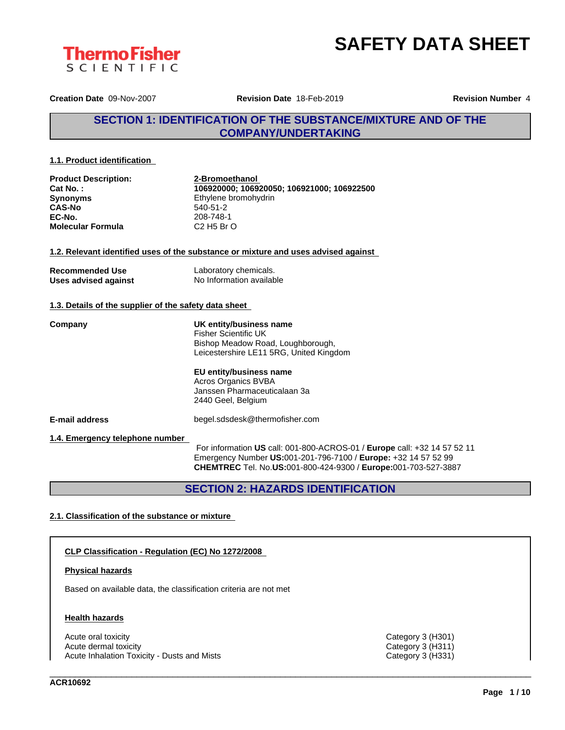# SAFETY DATA SHEET

**Creation Date** 09-Nov-2007 **Revision Date** 18-Feb-2019 **Revision Number** 4

## SECTION 1: IDENTIFICATION OF THE SUBSTANCE/MIXTURE AND OF THE COMPANY/UNDERTAKING

### 1.1. Product identification

| | |
|---|---|
| **Product Description:** | **2-Bromoethanol** |
| **Cat No. :** | **106920000; 106920050; 106921000; 106922500** |
| **Synonyms** | Ethylene bromohydrin |
| **CAS-No** | 540-51-2 |
| **EC-No.** | 208-748-1 |
| **Molecular Formula** | C2 H5 Br O |

### 1.2. Relevant identified uses of the substance or mixture and uses advised against

| | |
|---|---|
| **Recommended Use** | Laboratory chemicals. |
| **Uses advised against** | No Information available |

### 1.3. Details of the supplier of the safety data sheet

**Company**

**UK entity/business name**
Fisher Scientific UK
Bishop Meadow Road, Loughborough,
Leicestershire LE11 5RG, United Kingdom

**EU entity/business name**
Acros Organics BVBA
Janssen Pharmaceuticalaan 3a
2440 Geel, Belgium

**E-mail address** begel.sdsdesk@thermofisher.com

### 1.4. Emergency telephone number

For information **US** call: 001-800-ACROS-01 / **Europe** call: +32 14 57 52 11
Emergency Number **US:**001-201-796-7100 / **Europe:** +32 14 57 52 99
**CHEMTREC** Tel. No.**US:**001-800-424-9300 / **Europe:**001-703-527-3887

## SECTION 2: HAZARDS IDENTIFICATION

### 2.1. Classification of the substance or mixture

**CLP Classification - Regulation (EC) No 1272/2008**

**Physical hazards**

Based on available data, the classification criteria are not met

**Health hazards**

| | |
|---|---|
| Acute oral toxicity | Category 3 (H301) |
| Acute dermal toxicity | Category 3 (H311) |
| Acute Inhalation Toxicity - Dusts and Mists | Category 3 (H331) |

ACR10692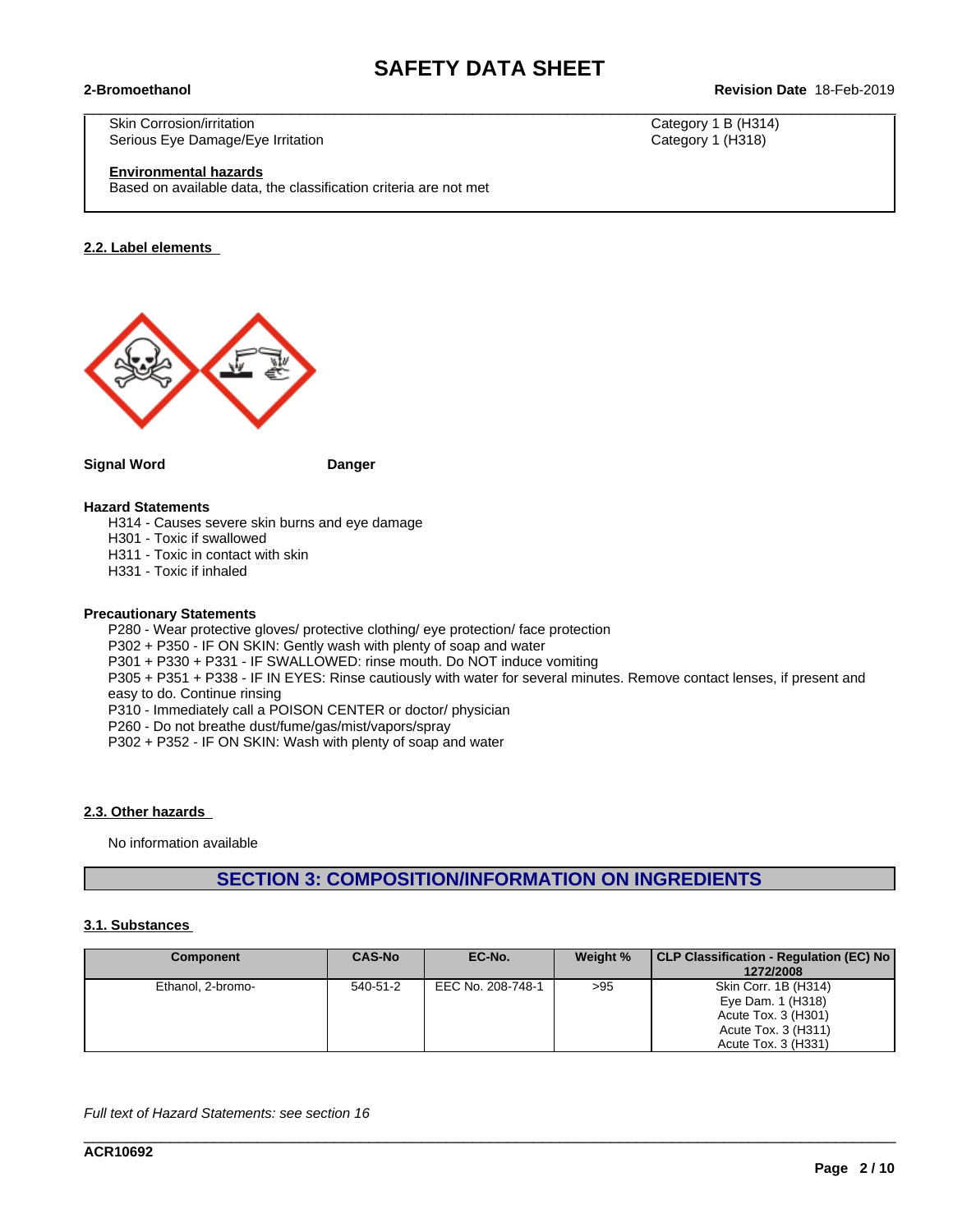| | |
|---|---|
| Skin Corrosion/irritation | Category 1 B (H314) |
| Serious Eye Damage/Eye Irritation | Category 1 (H318) |

**Environmental hazards**

Based on available data, the classification criteria are not met

### 2.2. Label elements

**Signal Word** **Danger**

**Hazard Statements**

H314 - Causes severe skin burns and eye damage
H301 - Toxic if swallowed
H311 - Toxic in contact with skin
H331 - Toxic if inhaled

**Precautionary Statements**

P280 - Wear protective gloves/ protective clothing/ eye protection/ face protection
P302 + P350 - IF ON SKIN: Gently wash with plenty of soap and water
P301 + P330 + P331 - IF SWALLOWED: rinse mouth. Do NOT induce vomiting
P305 + P351 + P338 - IF IN EYES: Rinse cautiously with water for several minutes. Remove contact lenses, if present and easy to do. Continue rinsing
P310 - Immediately call a POISON CENTER or doctor/ physician
P260 - Do not breathe dust/fume/gas/mist/vapors/spray
P302 + P352 - IF ON SKIN: Wash with plenty of soap and water

### 2.3. Other hazards

No information available

## SECTION 3: COMPOSITION/INFORMATION ON INGREDIENTS

### 3.1. Substances

| Component | CAS-No | EC-No. | Weight % | CLP Classification - Regulation (EC) No 1272/2008 |
|---|---|---|---|---|
| Ethanol, 2-bromo- | 540-51-2 | EEC No. 208-748-1 | >95 | Skin Corr. 1B (H314)<br>Eye Dam. 1 (H318)<br>Acute Tox. 3 (H301)<br>Acute Tox. 3 (H311)<br>Acute Tox. 3 (H331) |

*Full text of Hazard Statements: see section 16*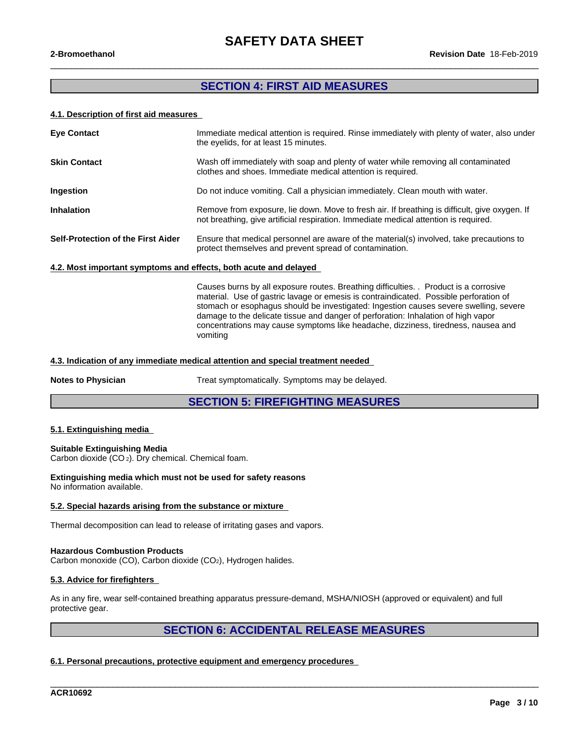## SECTION 4: FIRST AID MEASURES

### 4.1. Description of first aid measures

**Eye Contact**
Immediate medical attention is required. Rinse immediately with plenty of water, also under the eyelids, for at least 15 minutes.

**Skin Contact**
Wash off immediately with soap and plenty of water while removing all contaminated clothes and shoes. Immediate medical attention is required.

**Ingestion**
Do not induce vomiting. Call a physician immediately. Clean mouth with water.

**Inhalation**
Remove from exposure, lie down. Move to fresh air. If breathing is difficult, give oxygen. If not breathing, give artificial respiration. Immediate medical attention is required.

**Self-Protection of the First Aider**
Ensure that medical personnel are aware of the material(s) involved, take precautions to protect themselves and prevent spread of contamination.

### 4.2. Most important symptoms and effects, both acute and delayed

Causes burns by all exposure routes. Breathing difficulties. . Product is a corrosive material. Use of gastric lavage or emesis is contraindicated. Possible perforation of stomach or esophagus should be investigated: Ingestion causes severe swelling, severe damage to the delicate tissue and danger of perforation: Inhalation of high vapor concentrations may cause symptoms like headache, dizziness, tiredness, nausea and vomiting

### 4.3. Indication of any immediate medical attention and special treatment needed

**Notes to Physician**
Treat symptomatically. Symptoms may be delayed.

## SECTION 5: FIREFIGHTING MEASURES

### 5.1. Extinguishing media

**Suitable Extinguishing Media**
Carbon dioxide ($CO_2$). Dry chemical. Chemical foam.

**Extinguishing media which must not be used for safety reasons**
No information available.

### 5.2. Special hazards arising from the substance or mixture

Thermal decomposition can lead to release of irritating gases and vapors.

**Hazardous Combustion Products**
Carbon monoxide (CO), Carbon dioxide ($CO_2$), Hydrogen halides.

### 5.3. Advice for firefighters

As in any fire, wear self-contained breathing apparatus pressure-demand, MSHA/NIOSH (approved or equivalent) and full protective gear.

## SECTION 6: ACCIDENTAL RELEASE MEASURES

### 6.1. Personal precautions, protective equipment and emergency procedures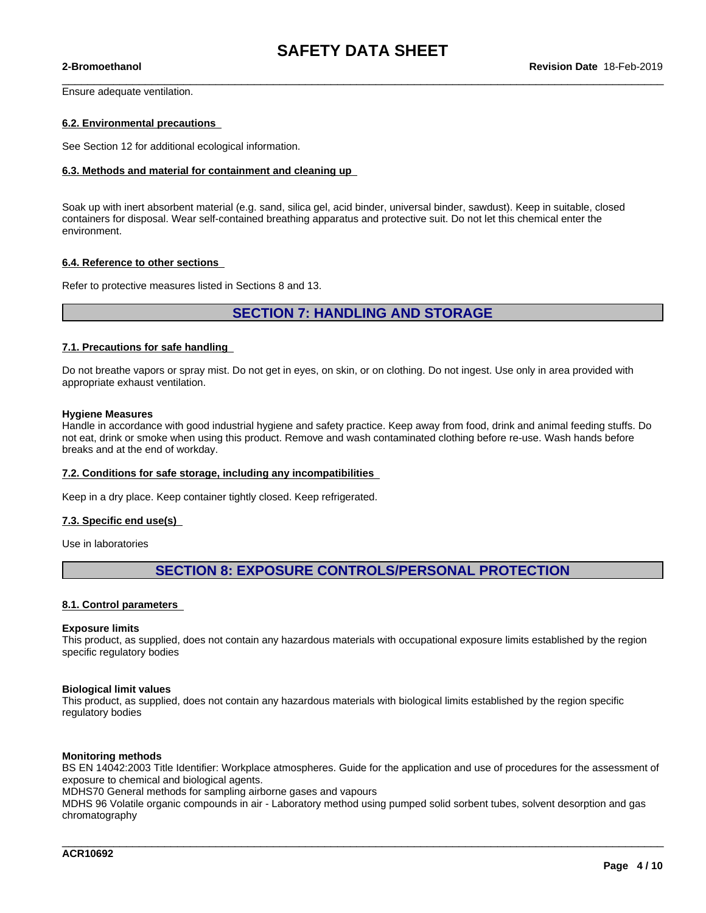Ensure adequate ventilation.

### 6.2. Environmental precautions

See Section 12 for additional ecological information.

### 6.3. Methods and material for containment and cleaning up

Soak up with inert absorbent material (e.g. sand, silica gel, acid binder, universal binder, sawdust). Keep in suitable, closed containers for disposal. Wear self-contained breathing apparatus and protective suit. Do not let this chemical enter the environment.

### 6.4. Reference to other sections

Refer to protective measures listed in Sections 8 and 13.

## SECTION 7: HANDLING AND STORAGE

### 7.1. Precautions for safe handling

Do not breathe vapors or spray mist. Do not get in eyes, on skin, or on clothing. Do not ingest. Use only in area provided with appropriate exhaust ventilation.

**Hygiene Measures**
Handle in accordance with good industrial hygiene and safety practice. Keep away from food, drink and animal feeding stuffs. Do not eat, drink or smoke when using this product. Remove and wash contaminated clothing before re-use. Wash hands before breaks and at the end of workday.

### 7.2. Conditions for safe storage, including any incompatibilities

Keep in a dry place. Keep container tightly closed. Keep refrigerated.

### 7.3. Specific end use(s)

Use in laboratories

## SECTION 8: EXPOSURE CONTROLS/PERSONAL PROTECTION

### 8.1. Control parameters

**Exposure limits**
This product, as supplied, does not contain any hazardous materials with occupational exposure limits established by the region specific regulatory bodies

**Biological limit values**
This product, as supplied, does not contain any hazardous materials with biological limits established by the region specific regulatory bodies

**Monitoring methods**
BS EN 14042:2003 Title Identifier: Workplace atmospheres. Guide for the application and use of procedures for the assessment of exposure to chemical and biological agents.
MDHS70 General methods for sampling airborne gases and vapours
MDHS 96 Volatile organic compounds in air - Laboratory method using pumped solid sorbent tubes, solvent desorption and gas chromatography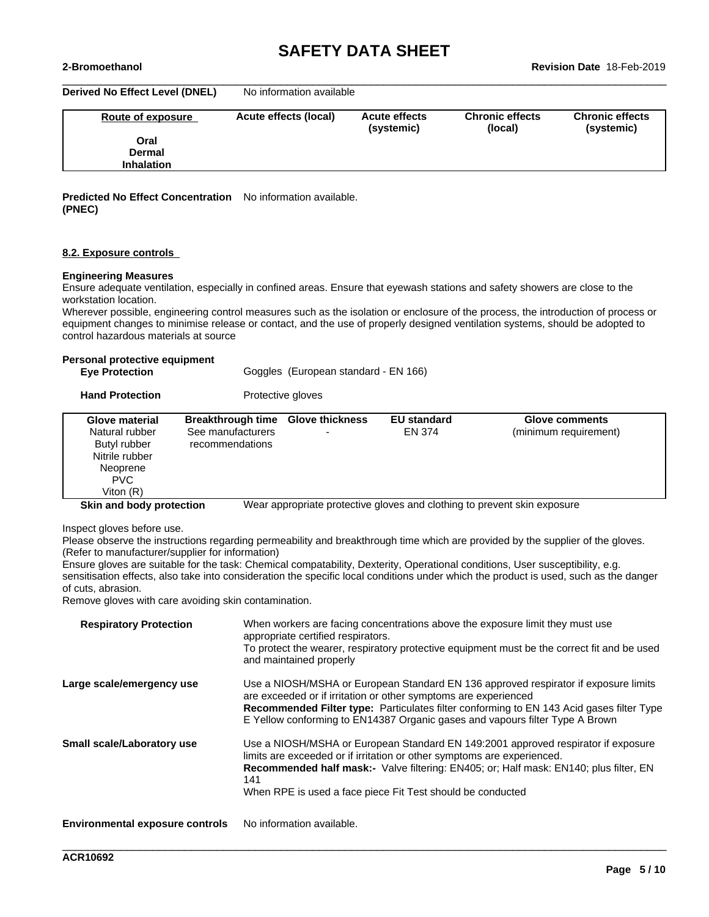**Derived No Effect Level (DNEL)** No information available

| Route of exposure | Acute effects (local) | Acute effects (systemic) | Chronic effects (local) | Chronic effects (systemic) |
|---|---|---|---|---|
| Oral | | | | |
| Dermal | | | | |
| Inhalation | | | | |

**Predicted No Effect Concentration (PNEC)** No information available.

### 8.2. Exposure controls

**Engineering Measures**

Ensure adequate ventilation, especially in confined areas. Ensure that eyewash stations and safety showers are close to the workstation location.

Wherever possible, engineering control measures such as the isolation or enclosure of the process, the introduction of process or equipment changes to minimise release or contact, and the use of properly designed ventilation systems, should be adopted to control hazardous materials at source

**Personal protective equipment**

**Eye Protection** Goggles (European standard - EN 166)

**Hand Protection** Protective gloves

| Glove material | Breakthrough time | Glove thickness | EU standard | Glove comments |
|---|---|---|---|---|
| Natural rubber<br>Butyl rubber<br>Nitrile rubber<br>Neoprene<br>PVC<br>Viton (R) | See manufacturers recommendations | - | EN 374 | (minimum requirement) |

**Skin and body protection** Wear appropriate protective gloves and clothing to prevent skin exposure

Inspect gloves before use.

Please observe the instructions regarding permeability and breakthrough time which are provided by the supplier of the gloves. (Refer to manufacturer/supplier for information)

Ensure gloves are suitable for the task: Chemical compatability, Dexterity, Operational conditions, User susceptibility, e.g. sensitisation effects, also take into consideration the specific local conditions under which the product is used, such as the danger of cuts, abrasion.

Remove gloves with care avoiding skin contamination.

**Respiratory Protection** When workers are facing concentrations above the exposure limit they must use appropriate certified respirators.
To protect the wearer, respiratory protective equipment must be the correct fit and be used and maintained properly

**Large scale/emergency use** Use a NIOSH/MSHA or European Standard EN 136 approved respirator if exposure limits are exceeded or if irritation or other symptoms are experienced
**Recommended Filter type:** Particulates filter conforming to EN 143 Acid gases filter Type E Yellow conforming to EN14387 Organic gases and vapours filter Type A Brown

**Small scale/Laboratory use** Use a NIOSH/MSHA or European Standard EN 149:2001 approved respirator if exposure limits are exceeded or if irritation or other symptoms are experienced.
**Recommended half mask:-** Valve filtering: EN405; or; Half mask: EN140; plus filter, EN 141
When RPE is used a face piece Fit Test should be conducted

**Environmental exposure controls** No information available.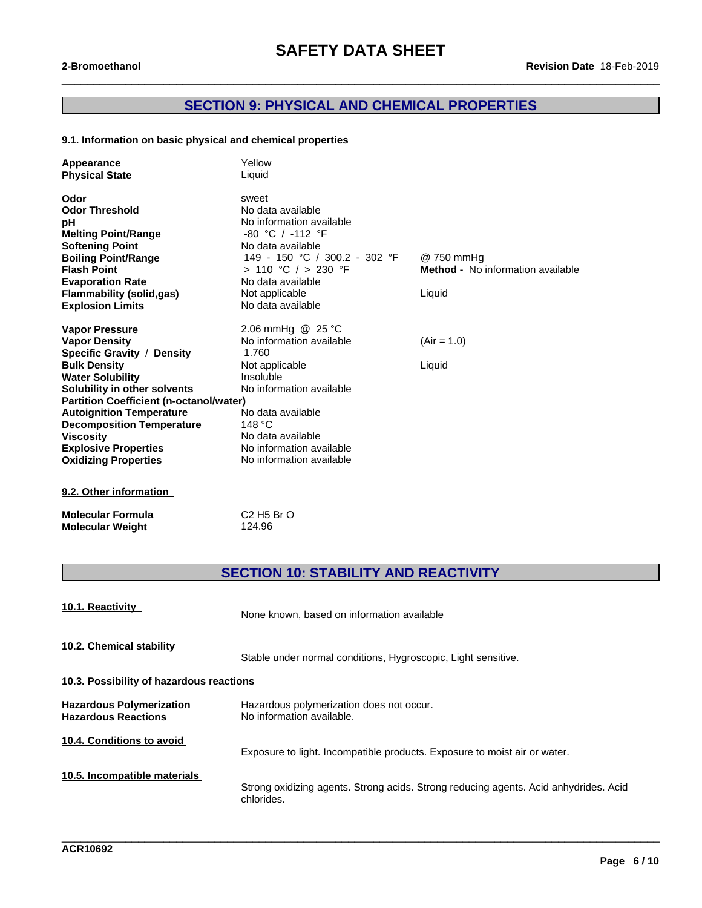## SECTION 9: PHYSICAL AND CHEMICAL PROPERTIES

### 9.1. Information on basic physical and chemical properties

| | | |
|---|---|---|
| **Appearance** | Yellow | |
| **Physical State** | Liquid | |
| **Odor** | sweet | |
| **Odor Threshold** | No data available | |
| **pH** | No information available | |
| **Melting Point/Range** | -80 °C / -112 °F | |
| **Softening Point** | No data available | |
| **Boiling Point/Range** | 149 - 150 °C / 300.2 - 302 °F | @ 750 mmHg |
| **Flash Point** | > 110 °C / > 230 °F | **Method -** No information available |
| **Evaporation Rate** | No data available | |
| **Flammability (solid,gas)** | Not applicable | Liquid |
| **Explosion Limits** | No data available | |
| **Vapor Pressure** | 2.06 mmHg @ 25 °C | |
| **Vapor Density** | No information available | (Air = 1.0) |
| **Specific Gravity / Density** | 1.760 | |
| **Bulk Density** | Not applicable | Liquid |
| **Water Solubility** | Insoluble | |
| **Solubility in other solvents** | No information available | |
| **Partition Coefficient (n-octanol/water)** | | |
| **Autoignition Temperature** | No data available | |
| **Decomposition Temperature** | 148 °C | |
| **Viscosity** | No data available | |
| **Explosive Properties** | No information available | |
| **Oxidizing Properties** | No information available | |

### 9.2. Other information

| | |
|---|---|
| **Molecular Formula** | C2 H5 Br O |
| **Molecular Weight** | 124.96 |

## SECTION 10: STABILITY AND REACTIVITY

### 10.1. Reactivity

None known, based on information available

### 10.2. Chemical stability

Stable under normal conditions, Hygroscopic, Light sensitive.

### 10.3. Possibility of hazardous reactions

| | |
|---|---|
| **Hazardous Polymerization** | Hazardous polymerization does not occur. |
| **Hazardous Reactions** | No information available. |

### 10.4. Conditions to avoid

Exposure to light. Incompatible products. Exposure to moist air or water.

### 10.5. Incompatible materials

Strong oxidizing agents. Strong acids. Strong reducing agents. Acid anhydrides. Acid chlorides.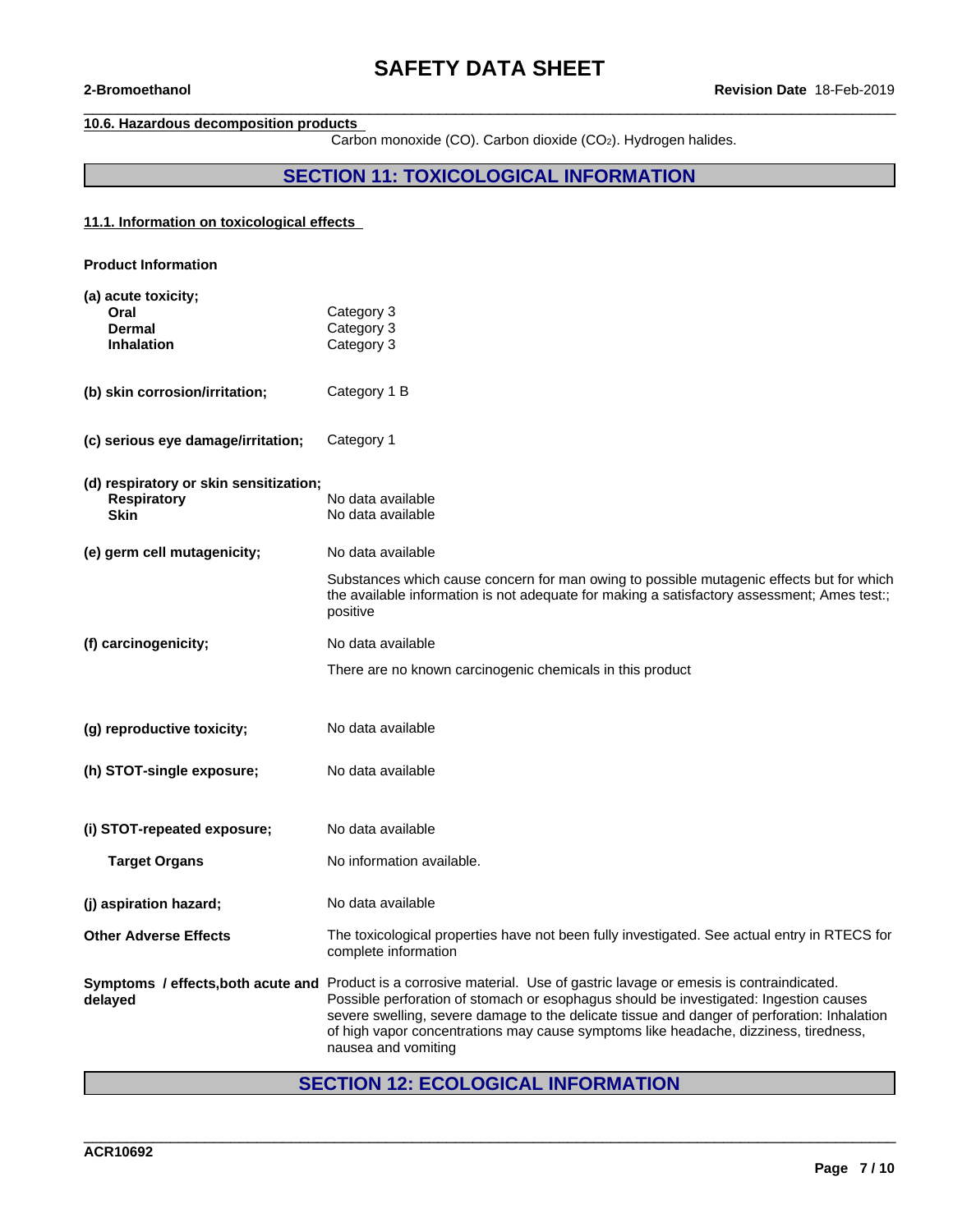#### 10.6. Hazardous decomposition products

Carbon monoxide (CO). Carbon dioxide ($CO_2$). Hydrogen halides.

## SECTION 11: TOXICOLOGICAL INFORMATION

### 11.1. Information on toxicological effects

**Product Information**

**(a) acute toxicity;**

| | |
|---|---|
| **Oral** | Category 3 |
| **Dermal** | Category 3 |
| **Inhalation** | Category 3 |

**(b) skin corrosion/irritation;** Category 1 B

**(c) serious eye damage/irritation;** Category 1

**(d) respiratory or skin sensitization;**

| | |
|---|---|
| **Respiratory** | No data available |
| **Skin** | No data available |

**(e) germ cell mutagenicity;** No data available

Substances which cause concern for man owing to possible mutagenic effects but for which the available information is not adequate for making a satisfactory assessment; Ames test:; positive

**(f) carcinogenicity;** No data available

There are no known carcinogenic chemicals in this product

**(g) reproductive toxicity;** No data available

**(h) STOT-single exposure;** No data available

**(i) STOT-repeated exposure;** No data available

**Target Organs** No information available.

**(j) aspiration hazard;** No data available

**Other Adverse Effects** The toxicological properties have not been fully investigated. See actual entry in RTECS for complete information

**Symptoms / effects,both acute and delayed** Product is a corrosive material. Use of gastric lavage or emesis is contraindicated. Possible perforation of stomach or esophagus should be investigated: Ingestion causes severe swelling, severe damage to the delicate tissue and danger of perforation: Inhalation of high vapor concentrations may cause symptoms like headache, dizziness, tiredness, nausea and vomiting

## SECTION 12: ECOLOGICAL INFORMATION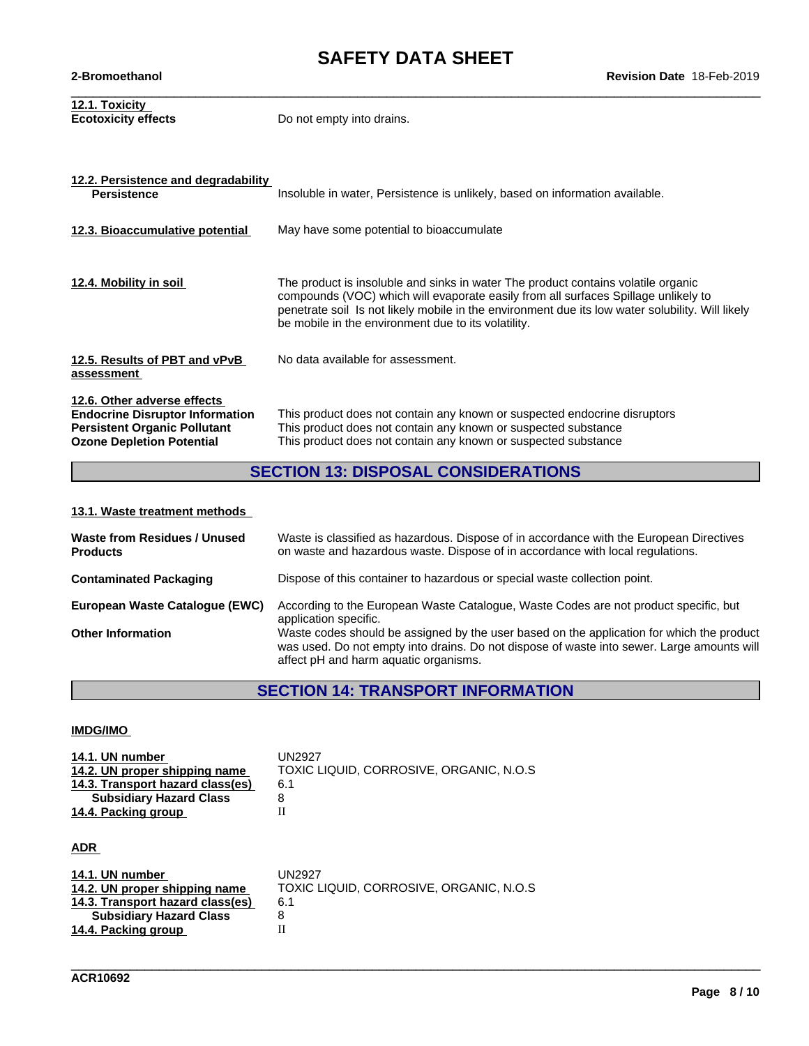**12.1. Toxicity**

**Ecotoxicity effects** Do not empty into drains.

**12.2. Persistence and degradability**

**Persistence** Insoluble in water, Persistence is unlikely, based on information available.

**12.3. Bioaccumulative potential** May have some potential to bioaccumulate

**12.4. Mobility in soil** The product is insoluble and sinks in water The product contains volatile organic compounds (VOC) which will evaporate easily from all surfaces Spillage unlikely to penetrate soil Is not likely mobile in the environment due its low water solubility. Will likely be mobile in the environment due to its volatility.

**12.5. Results of PBT and vPvB assessment** No data available for assessment.

**12.6. Other adverse effects**

**Endocrine Disruptor Information** This product does not contain any known or suspected endocrine disruptors
**Persistent Organic Pollutant** This product does not contain any known or suspected substance
**Ozone Depletion Potential** This product does not contain any known or suspected substance

## SECTION 13: DISPOSAL CONSIDERATIONS

**13.1. Waste treatment methods**

**Waste from Residues / Unused Products** Waste is classified as hazardous. Dispose of in accordance with the European Directives on waste and hazardous waste. Dispose of in accordance with local regulations.

**Contaminated Packaging** Dispose of this container to hazardous or special waste collection point.

**European Waste Catalogue (EWC)** According to the European Waste Catalogue, Waste Codes are not product specific, but application specific.

**Other Information** Waste codes should be assigned by the user based on the application for which the product was used. Do not empty into drains. Do not dispose of waste into sewer. Large amounts will affect pH and harm aquatic organisms.

## SECTION 14: TRANSPORT INFORMATION

**IMDG/IMO**

| | |
|---|---|
| **14.1. UN number** | UN2927 |
| **14.2. UN proper shipping name** | TOXIC LIQUID, CORROSIVE, ORGANIC, N.O.S |
| **14.3. Transport hazard class(es)** | 6.1 |
| **Subsidiary Hazard Class** | 8 |
| **14.4. Packing group** | II |

**ADR**

| | |
|---|---|
| **14.1. UN number** | UN2927 |
| **14.2. UN proper shipping name** | TOXIC LIQUID, CORROSIVE, ORGANIC, N.O.S |
| **14.3. Transport hazard class(es)** | 6.1 |
| **Subsidiary Hazard Class** | 8 |
| **14.4. Packing group** | II |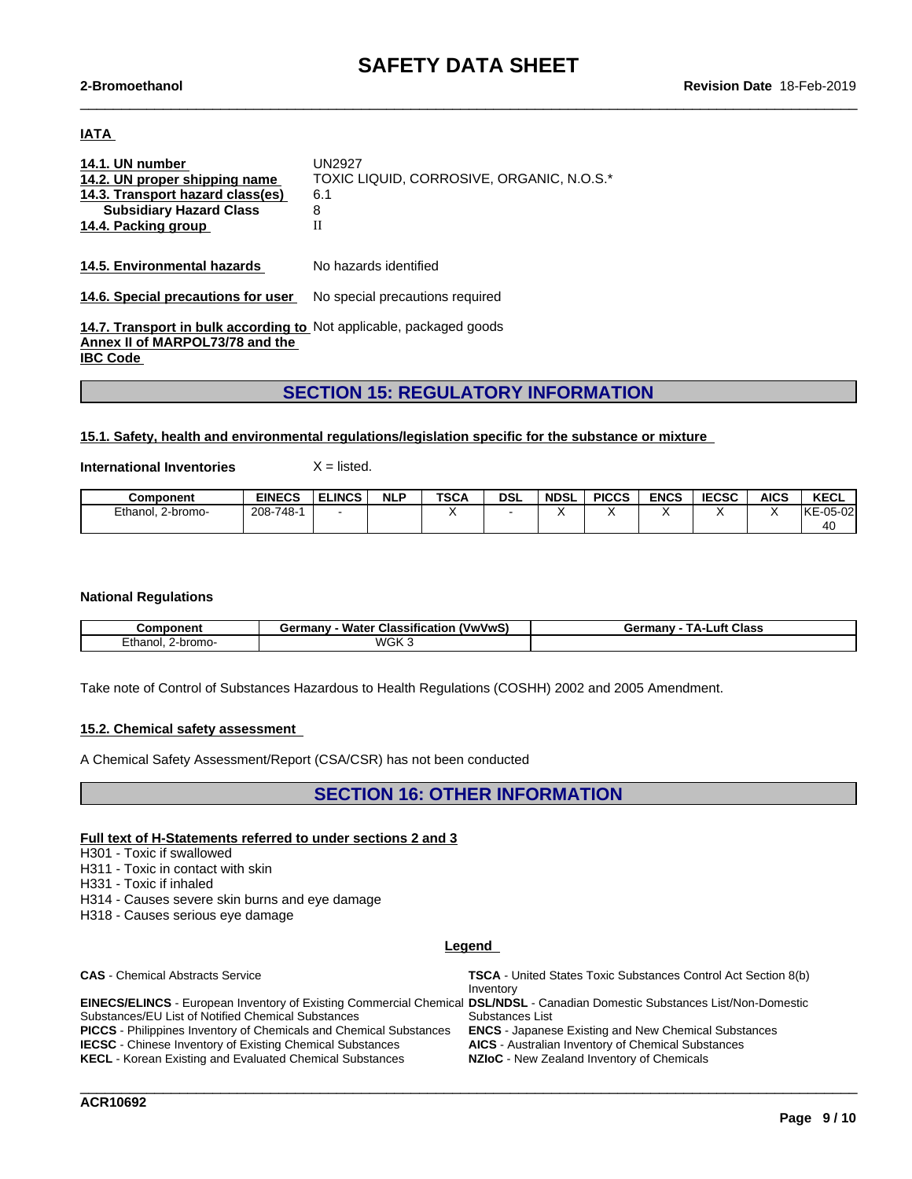**IATA**

| | |
|---|---|
| **14.1. UN number** | UN2927 |
| **14.2. UN proper shipping name** | TOXIC LIQUID, CORROSIVE, ORGANIC, N.O.S.* |
| **14.3. Transport hazard class(es)** | 6.1 |
| **Subsidiary Hazard Class** | 8 |
| **14.4. Packing group** | II |

**14.5. Environmental hazards** No hazards identified

**14.6. Special precautions for user** No special precautions required

**14.7. Transport in bulk according to Annex II of MARPOL73/78 and the IBC Code** Not applicable, packaged goods

## SECTION 15: REGULATORY INFORMATION

**15.1. Safety, health and environmental regulations/legislation specific for the substance or mixture**

**International Inventories** X = listed.

| Component | EINECS | ELINCS | NLP | TSCA | DSL | NDSL | PICCS | ENCS | IECSC | AICS | KECL |
|---|---|---|---|---|---|---|---|---|---|---|---|
| Ethanol, 2-bromo- | 208-748-1 | - | | X | - | X | X | X | X | X | KE-05-02 40 |

**National Regulations**

| Component | Germany - Water Classification (VwVwS) | Germany - TA-Luft Class |
|---|---|---|
| Ethanol, 2-bromo- | WGK 3 | |

Take note of Control of Substances Hazardous to Health Regulations (COSHH) 2002 and 2005 Amendment.

**15.2. Chemical safety assessment**

A Chemical Safety Assessment/Report (CSA/CSR) has not been conducted

## SECTION 16: OTHER INFORMATION

**Full text of H-Statements referred to under sections 2 and 3**

H301 - Toxic if swallowed
H311 - Toxic in contact with skin
H331 - Toxic if inhaled
H314 - Causes severe skin burns and eye damage
H318 - Causes serious eye damage

**Legend**

**CAS** - Chemical Abstracts Service
**TSCA** - United States Toxic Substances Control Act Section 8(b) Inventory
**EINECS/ELINCS** - European Inventory of Existing Commercial Chemical Substances/EU List of Notified Chemical Substances
**DSL/NDSL** - Canadian Domestic Substances List/Non-Domestic Substances List
**PICCS** - Philippines Inventory of Chemicals and Chemical Substances
**ENCS** - Japanese Existing and New Chemical Substances
**IECSC** - Chinese Inventory of Existing Chemical Substances
**AICS** - Australian Inventory of Chemical Substances
**KECL** - Korean Existing and Evaluated Chemical Substances
**NZIoC** - New Zealand Inventory of Chemicals

**ACR10692**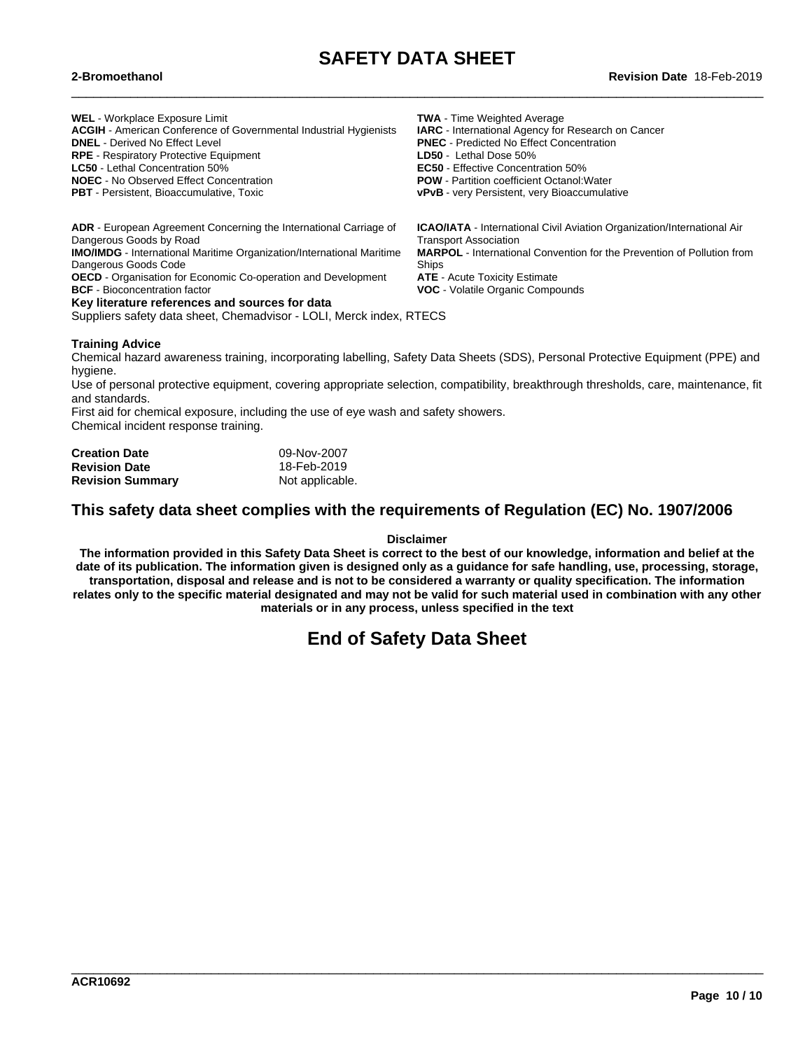**WEL** - Workplace Exposure Limit
**ACGIH** - American Conference of Governmental Industrial Hygienists
**DNEL** - Derived No Effect Level
**RPE** - Respiratory Protective Equipment
**LC50** - Lethal Concentration 50%
**NOEC** - No Observed Effect Concentration
**PBT** - Persistent, Bioaccumulative, Toxic

**TWA** - Time Weighted Average
**IARC** - International Agency for Research on Cancer
**PNEC** - Predicted No Effect Concentration
**LD50** - Lethal Dose 50%
**EC50** - Effective Concentration 50%
**POW** - Partition coefficient Octanol:Water
**vPvB** - very Persistent, very Bioaccumulative

**ADR** - European Agreement Concerning the International Carriage of Dangerous Goods by Road
**IMO/IMDG** - International Maritime Organization/International Maritime Dangerous Goods Code
**OECD** - Organisation for Economic Co-operation and Development
**BCF** - Bioconcentration factor

**ICAO/IATA** - International Civil Aviation Organization/International Air Transport Association
**MARPOL** - International Convention for the Prevention of Pollution from Ships
**ATE** - Acute Toxicity Estimate
**VOC** - Volatile Organic Compounds

**Key literature references and sources for data**

Suppliers safety data sheet, Chemadvisor - LOLI, Merck index, RTECS

**Training Advice**

Chemical hazard awareness training, incorporating labelling, Safety Data Sheets (SDS), Personal Protective Equipment (PPE) and hygiene.
Use of personal protective equipment, covering appropriate selection, compatibility, breakthrough thresholds, care, maintenance, fit and standards.
First aid for chemical exposure, including the use of eye wash and safety showers.
Chemical incident response training.

| | |
|---|---|
| **Creation Date** | 09-Nov-2007 |
| **Revision Date** | 18-Feb-2019 |
| **Revision Summary** | Not applicable. |

## This safety data sheet complies with the requirements of Regulation (EC) No. 1907/2006

**Disclaimer**

**The information provided in this Safety Data Sheet is correct to the best of our knowledge, information and belief at the date of its publication. The information given is designed only as a guidance for safe handling, use, processing, storage, transportation, disposal and release and is not to be considered a warranty or quality specification. The information relates only to the specific material designated and may not be valid for such material used in combination with any other materials or in any process, unless specified in the text**

# End of Safety Data Sheet